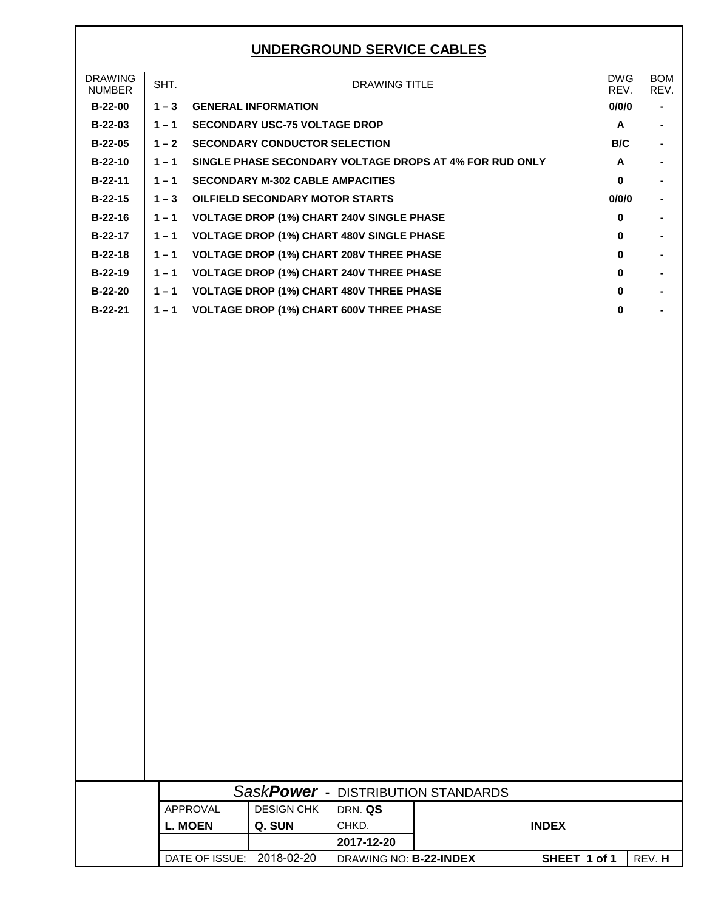# UNDERGROUND SERVICE CABLES

| DRAWING NUMBER | SHT. | DRAWING TITLE | DWG REV. | BOM REV. |
|---|---|---|---|---|
| **B-22-00** | **1 – 3** | **GENERAL INFORMATION** | **0/0/0** | **-** |
| **B-22-03** | **1 – 1** | **SECONDARY USC-75 VOLTAGE DROP** | **A** | **-** |
| **B-22-05** | **1 – 2** | **SECONDARY CONDUCTOR SELECTION** | **B/C** | **-** |
| **B-22-10** | **1 – 1** | **SINGLE PHASE SECONDARY VOLTAGE DROPS AT 4% FOR RUD ONLY** | **A** | **-** |
| **B-22-11** | **1 – 1** | **SECONDARY M-302 CABLE AMPACITIES** | **0** | **-** |
| **B-22-15** | **1 – 3** | **OILFIELD SECONDARY MOTOR STARTS** | **0/0/0** | **-** |
| **B-22-16** | **1 – 1** | **VOLTAGE DROP (1%) CHART 240V SINGLE PHASE** | **0** | **-** |
| **B-22-17** | **1 – 1** | **VOLTAGE DROP (1%) CHART 480V SINGLE PHASE** | **0** | **-** |
| **B-22-18** | **1 – 1** | **VOLTAGE DROP (1%) CHART 208V THREE PHASE** | **0** | **-** |
| **B-22-19** | **1 – 1** | **VOLTAGE DROP (1%) CHART 240V THREE PHASE** | **0** | **-** |
| **B-22-20** | **1 – 1** | **VOLTAGE DROP (1%) CHART 480V THREE PHASE** | **0** | **-** |
| **B-22-21** | **1 – 1** | **VOLTAGE DROP (1%) CHART 600V THREE PHASE** | **0** | **-** |

*Sask**Power*** - DISTRIBUTION STANDARDS

| APPROVAL | DESIGN CHK | DRN. **QS** | |
|---|---|---|---|
| **L. MOEN** | **Q. SUN** | CHKD. | **INDEX** |
| | | **2017-12-20** | |
| DATE OF ISSUE: 2018-02-20 | | DRAWING NO: **B-22-INDEX** | **SHEET 1 of 1** REV. **H** |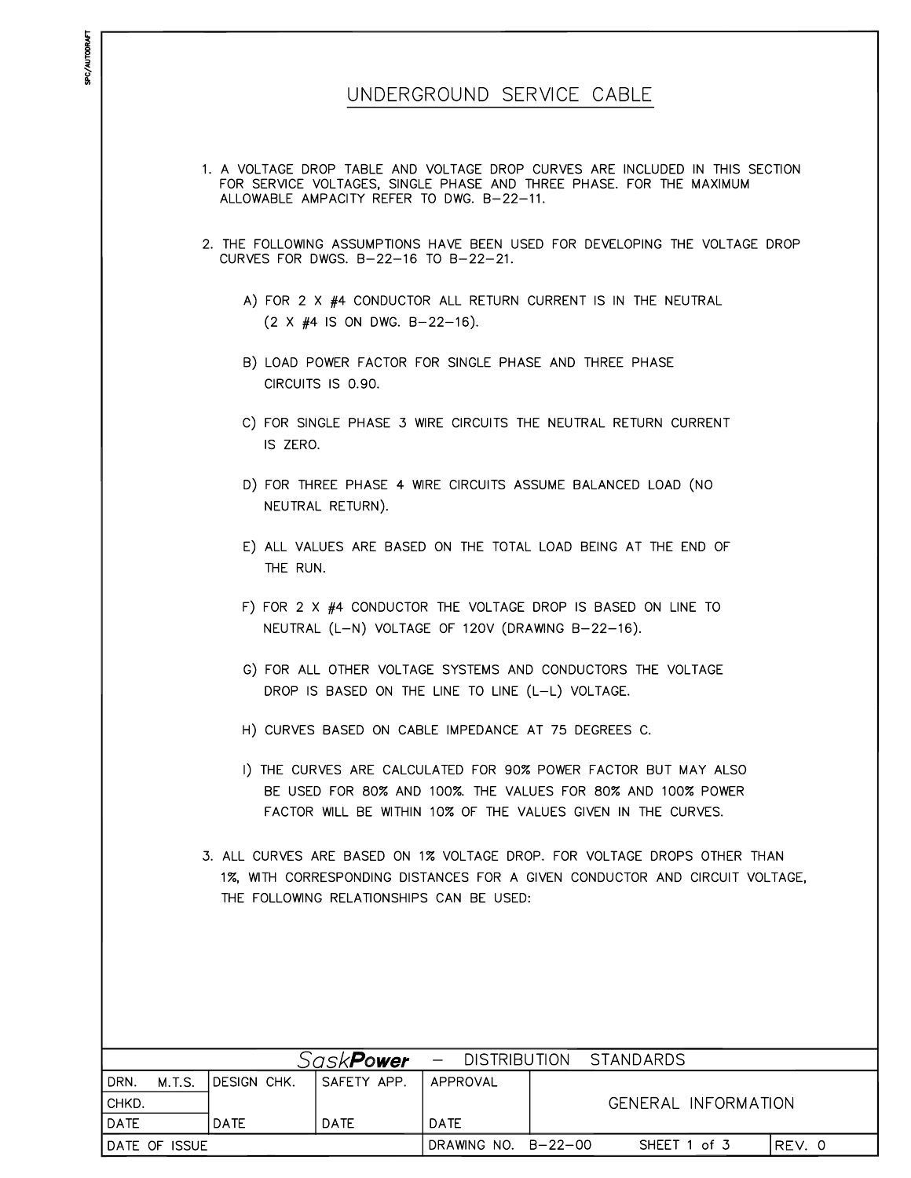# UNDERGROUND SERVICE CABLE

1. A VOLTAGE DROP TABLE AND VOLTAGE DROP CURVES ARE INCLUDED IN THIS SECTION FOR SERVICE VOLTAGES, SINGLE PHASE AND THREE PHASE. FOR THE MAXIMUM ALLOWABLE AMPACITY REFER TO DWG. B–22–11.

2. THE FOLLOWING ASSUMPTIONS HAVE BEEN USED FOR DEVELOPING THE VOLTAGE DROP CURVES FOR DWGS. B–22–16 TO B–22–21.

   A) FOR 2 X #4 CONDUCTOR ALL RETURN CURRENT IS IN THE NEUTRAL (2 X #4 IS ON DWG. B–22–16).

   B) LOAD POWER FACTOR FOR SINGLE PHASE AND THREE PHASE CIRCUITS IS 0.90.

   C) FOR SINGLE PHASE 3 WIRE CIRCUITS THE NEUTRAL RETURN CURRENT IS ZERO.

   D) FOR THREE PHASE 4 WIRE CIRCUITS ASSUME BALANCED LOAD (NO NEUTRAL RETURN).

   E) ALL VALUES ARE BASED ON THE TOTAL LOAD BEING AT THE END OF THE RUN.

   F) FOR 2 X #4 CONDUCTOR THE VOLTAGE DROP IS BASED ON LINE TO NEUTRAL (L–N) VOLTAGE OF 120V (DRAWING B–22–16).

   G) FOR ALL OTHER VOLTAGE SYSTEMS AND CONDUCTORS THE VOLTAGE DROP IS BASED ON THE LINE TO LINE (L–L) VOLTAGE.

   H) CURVES BASED ON CABLE IMPEDANCE AT 75 DEGREES C.

   I) THE CURVES ARE CALCULATED FOR 90% POWER FACTOR BUT MAY ALSO BE USED FOR 80% AND 100%. THE VALUES FOR 80% AND 100% POWER FACTOR WILL BE WITHIN 10% OF THE VALUES GIVEN IN THE CURVES.

3. ALL CURVES ARE BASED ON 1% VOLTAGE DROP. FOR VOLTAGE DROPS OTHER THAN 1%, WITH CORRESPONDING DISTANCES FOR A GIVEN CONDUCTOR AND CIRCUIT VOLTAGE, THE FOLLOWING RELATIONSHIPS CAN BE USED:

| *SaskPower* – DISTRIBUTION STANDARDS | | | | | |
|---|---|---|---|---|---|
| DRN. M.T.S. | DESIGN CHK. | SAFETY APP. | APPROVAL | GENERAL INFORMATION | |
| CHKD. | | | | | |
| DATE | DATE | DATE | DATE | | |
| DATE OF ISSUE | | | DRAWING NO. B–22–00 | SHEET 1 of 3 | REV. 0 |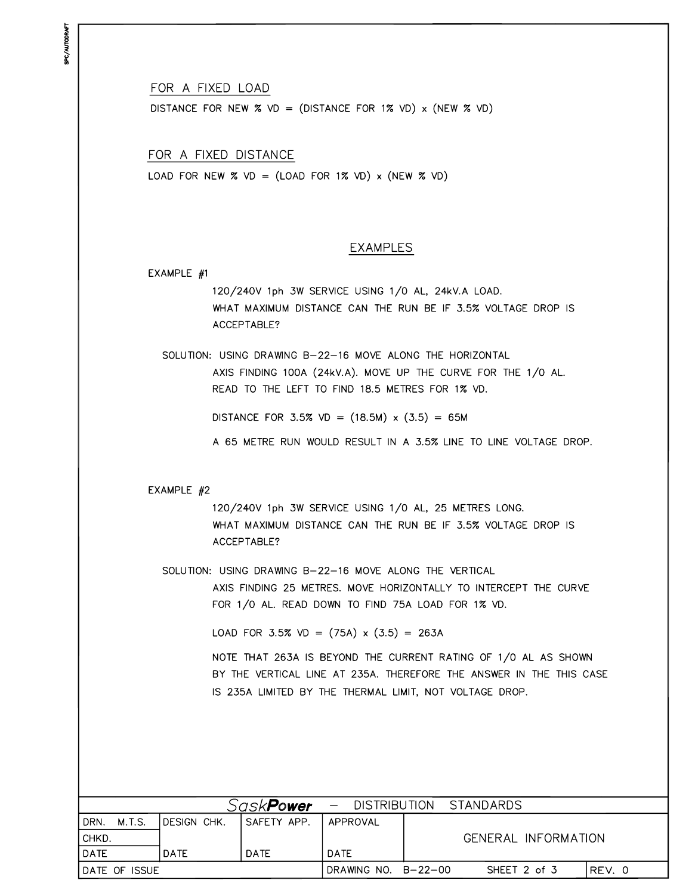## FOR A FIXED LOAD

DISTANCE FOR NEW % VD = (DISTANCE FOR 1% VD) x (NEW % VD)

## FOR A FIXED DISTANCE

LOAD FOR NEW % VD = (LOAD FOR 1% VD) x (NEW % VD)

# EXAMPLES

### EXAMPLE #1

120/240V 1ph 3W SERVICE USING 1/0 AL, 24kV.A LOAD.
WHAT MAXIMUM DISTANCE CAN THE RUN BE IF 3.5% VOLTAGE DROP IS ACCEPTABLE?

SOLUTION: USING DRAWING B–22–16 MOVE ALONG THE HORIZONTAL AXIS FINDING 100A (24kV.A). MOVE UP THE CURVE FOR THE 1/0 AL. READ TO THE LEFT TO FIND 18.5 METRES FOR 1% VD.

DISTANCE FOR 3.5% VD = (18.5M) x (3.5) = 65M

A 65 METRE RUN WOULD RESULT IN A 3.5% LINE TO LINE VOLTAGE DROP.

### EXAMPLE #2

120/240V 1ph 3W SERVICE USING 1/0 AL, 25 METRES LONG.
WHAT MAXIMUM DISTANCE CAN THE RUN BE IF 3.5% VOLTAGE DROP IS ACCEPTABLE?

SOLUTION: USING DRAWING B–22–16 MOVE ALONG THE VERTICAL AXIS FINDING 25 METRES. MOVE HORIZONTALLY TO INTERCEPT THE CURVE FOR 1/0 AL. READ DOWN TO FIND 75A LOAD FOR 1% VD.

LOAD FOR 3.5% VD = (75A) x (3.5) = 263A

NOTE THAT 263A IS BEYOND THE CURRENT RATING OF 1/0 AL AS SHOWN BY THE VERTICAL LINE AT 235A. THEREFORE THE ANSWER IN THE THIS CASE IS 235A LIMITED BY THE THERMAL LIMIT, NOT VOLTAGE DROP.

| SaskPower – DISTRIBUTION STANDARDS | | | | | |
|---|---|---|---|---|---|
| DRN. M.T.S. | DESIGN CHK. | SAFETY APP. | APPROVAL | GENERAL INFORMATION | |
| CHKD. | | | | | |
| DATE | DATE | DATE | DATE | | |
| DATE OF ISSUE | | | DRAWING NO. B–22–00 | SHEET 2 of 3 | REV. 0 |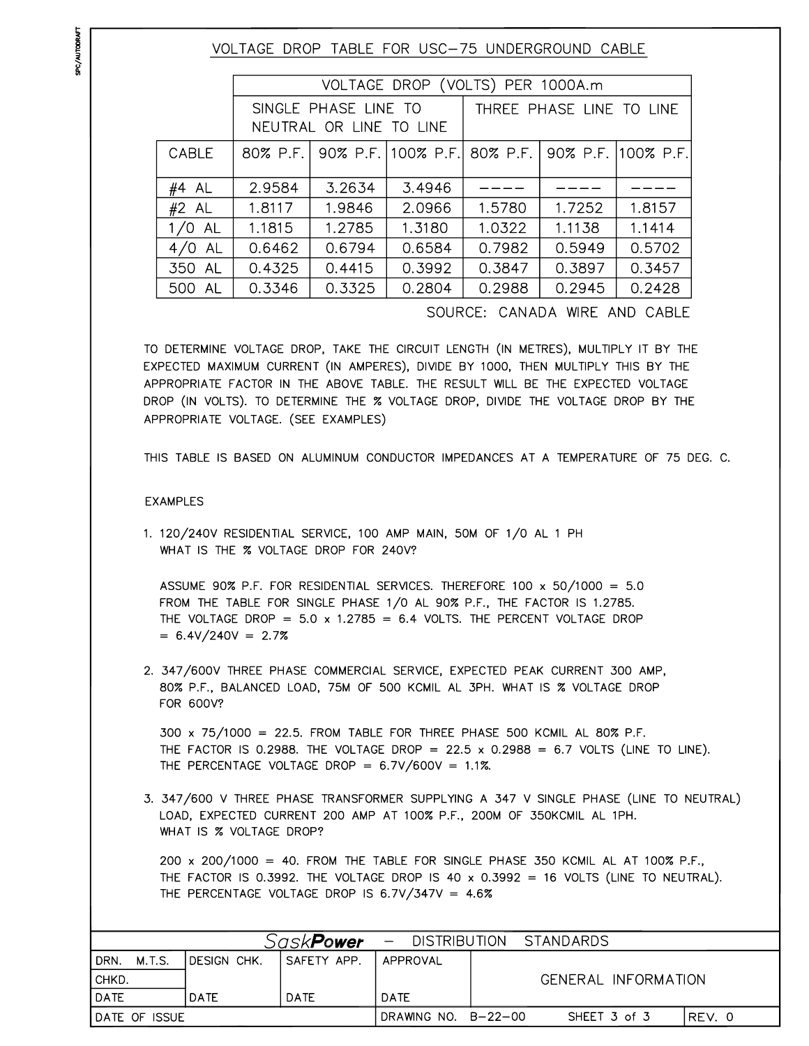# VOLTAGE DROP TABLE FOR USC-75 UNDERGROUND CABLE

| | VOLTAGE DROP (VOLTS) PER 1000A.m | | | | | |
|---|---|---|---|---|---|---|
| | SINGLE PHASE LINE TO NEUTRAL OR LINE TO LINE | | | THREE PHASE LINE TO LINE | | |
| CABLE | 80% P.F. | 90% P.F. | 100% P.F. | 80% P.F. | 90% P.F. | 100% P.F. |
| #4 AL | 2.9584 | 3.2634 | 3.4946 | ---- | ---- | ---- |
| #2 AL | 1.8117 | 1.9846 | 2.0966 | 1.5780 | 1.7252 | 1.8157 |
| 1/0 AL | 1.1815 | 1.2785 | 1.3180 | 1.0322 | 1.1138 | 1.1414 |
| 4/0 AL | 0.6462 | 0.6794 | 0.6584 | 0.7982 | 0.5949 | 0.5702 |
| 350 AL | 0.4325 | 0.4415 | 0.3992 | 0.3847 | 0.3897 | 0.3457 |
| 500 AL | 0.3346 | 0.3325 | 0.2804 | 0.2988 | 0.2945 | 0.2428 |

SOURCE: CANADA WIRE AND CABLE

TO DETERMINE VOLTAGE DROP, TAKE THE CIRCUIT LENGTH (IN METRES), MULTIPLY IT BY THE EXPECTED MAXIMUM CURRENT (IN AMPERES), DIVIDE BY 1000, THEN MULTIPLY THIS BY THE APPROPRIATE FACTOR IN THE ABOVE TABLE. THE RESULT WILL BE THE EXPECTED VOLTAGE DROP (IN VOLTS). TO DETERMINE THE % VOLTAGE DROP, DIVIDE THE VOLTAGE DROP BY THE APPROPRIATE VOLTAGE. (SEE EXAMPLES)

THIS TABLE IS BASED ON ALUMINUM CONDUCTOR IMPEDANCES AT A TEMPERATURE OF 75 DEG. C.

## EXAMPLES

1. 120/240V RESIDENTIAL SERVICE, 100 AMP MAIN, 50M OF 1/0 AL 1 PH
   WHAT IS THE % VOLTAGE DROP FOR 240V?

   ASSUME 90% P.F. FOR RESIDENTIAL SERVICES. THEREFORE 100 x 50/1000 = 5.0
   FROM THE TABLE FOR SINGLE PHASE 1/0 AL 90% P.F., THE FACTOR IS 1.2785.
   THE VOLTAGE DROP = 5.0 x 1.2785 = 6.4 VOLTS. THE PERCENT VOLTAGE DROP
   = 6.4V/240V = 2.7%

2. 347/600V THREE PHASE COMMERCIAL SERVICE, EXPECTED PEAK CURRENT 300 AMP, 80% P.F., BALANCED LOAD, 75M OF 500 KCMIL AL 3PH. WHAT IS % VOLTAGE DROP FOR 600V?

   300 x 75/1000 = 22.5. FROM TABLE FOR THREE PHASE 500 KCMIL AL 80% P.F.
   THE FACTOR IS 0.2988. THE VOLTAGE DROP = 22.5 x 0.2988 = 6.7 VOLTS (LINE TO LINE).
   THE PERCENTAGE VOLTAGE DROP = 6.7V/600V = 1.1%.

3. 347/600 V THREE PHASE TRANSFORMER SUPPLYING A 347 V SINGLE PHASE (LINE TO NEUTRAL) LOAD, EXPECTED CURRENT 200 AMP AT 100% P.F., 200M OF 350KCMIL AL 1PH.
   WHAT IS % VOLTAGE DROP?

   200 x 200/1000 = 40. FROM THE TABLE FOR SINGLE PHASE 350 KCMIL AL AT 100% P.F.,
   THE FACTOR IS 0.3992. THE VOLTAGE DROP IS 40 x 0.3992 = 16 VOLTS (LINE TO NEUTRAL).
   THE PERCENTAGE VOLTAGE DROP IS 6.7V/347V = 4.6%

| SaskPower – DISTRIBUTION STANDARDS | | | | | |
|---|---|---|---|---|---|
| DRN. M.T.S. | DESIGN CHK. | SAFETY APP. | APPROVAL | GENERAL INFORMATION | |
| CHKD. | | | | | |
| DATE | DATE | DATE | DATE | | |
| DATE OF ISSUE | | | DRAWING NO. B-22-00 | SHEET 3 of 3 | REV. 0 |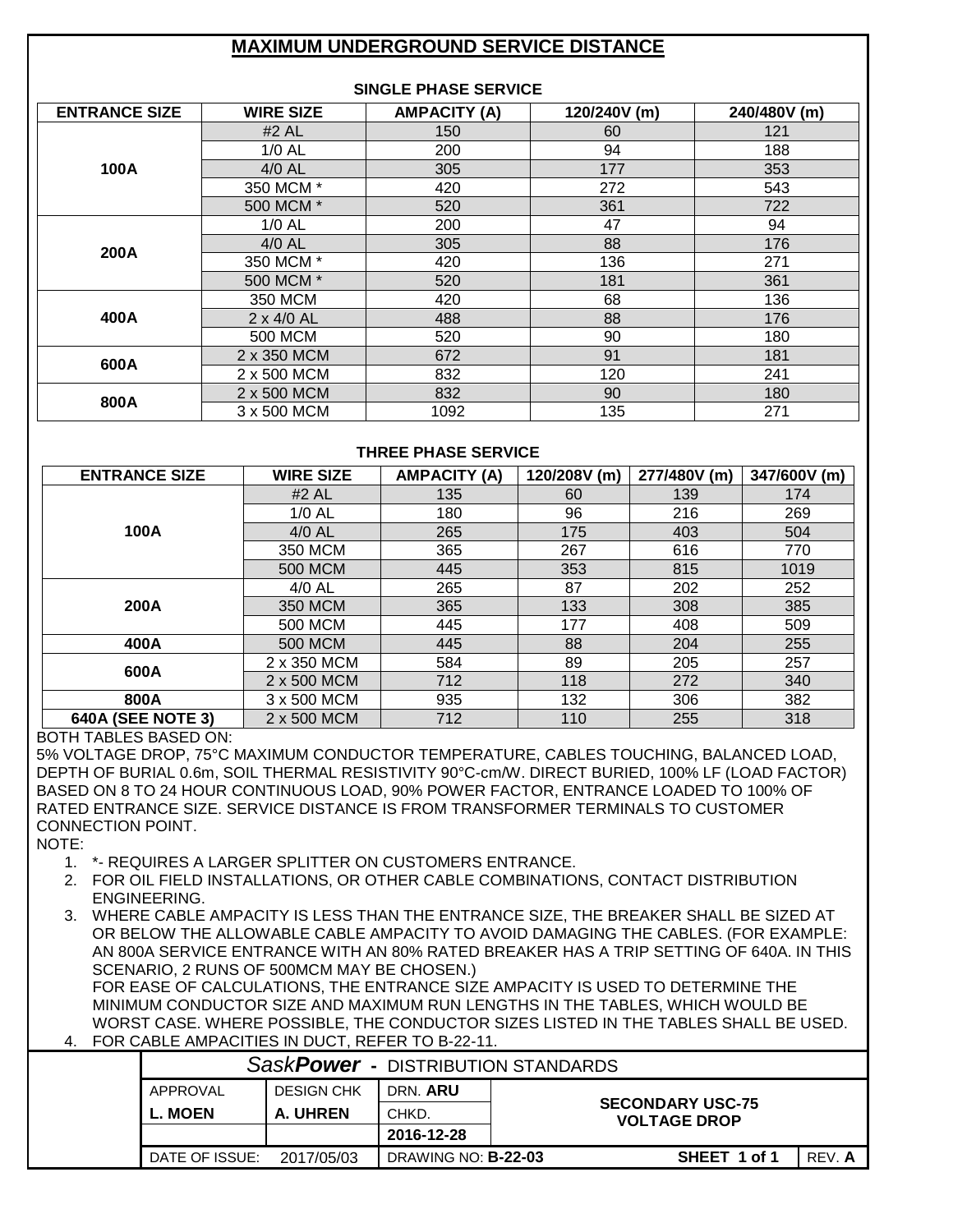# MAXIMUM UNDERGROUND SERVICE DISTANCE

### SINGLE PHASE SERVICE

| ENTRANCE SIZE | WIRE SIZE | AMPACITY (A) | 120/240V (m) | 240/480V (m) |
|---|---|---|---|---|
| 100A | #2 AL | 150 | 60 | 121 |
| | 1/0 AL | 200 | 94 | 188 |
| | 4/0 AL | 305 | 177 | 353 |
| | 350 MCM * | 420 | 272 | 543 |
| | 500 MCM * | 520 | 361 | 722 |
| 200A | 1/0 AL | 200 | 47 | 94 |
| | 4/0 AL | 305 | 88 | 176 |
| | 350 MCM * | 420 | 136 | 271 |
| | 500 MCM * | 520 | 181 | 361 |
| 400A | 350 MCM | 420 | 68 | 136 |
| | 2 x 4/0 AL | 488 | 88 | 176 |
| | 500 MCM | 520 | 90 | 180 |
| 600A | 2 x 350 MCM | 672 | 91 | 181 |
| | 2 x 500 MCM | 832 | 120 | 241 |
| 800A | 2 x 500 MCM | 832 | 90 | 180 |
| | 3 x 500 MCM | 1092 | 135 | 271 |

### THREE PHASE SERVICE

| ENTRANCE SIZE | WIRE SIZE | AMPACITY (A) | 120/208V (m) | 277/480V (m) | 347/600V (m) |
|---|---|---|---|---|---|
| 100A | #2 AL | 135 | 60 | 139 | 174 |
| | 1/0 AL | 180 | 96 | 216 | 269 |
| | 4/0 AL | 265 | 175 | 403 | 504 |
| | 350 MCM | 365 | 267 | 616 | 770 |
| | 500 MCM | 445 | 353 | 815 | 1019 |
| 200A | 4/0 AL | 265 | 87 | 202 | 252 |
| | 350 MCM | 365 | 133 | 308 | 385 |
| | 500 MCM | 445 | 177 | 408 | 509 |
| 400A | 500 MCM | 445 | 88 | 204 | 255 |
| 600A | 2 x 350 MCM | 584 | 89 | 205 | 257 |
| | 2 x 500 MCM | 712 | 118 | 272 | 340 |
| 800A | 3 x 500 MCM | 935 | 132 | 306 | 382 |
| 640A (SEE NOTE 3) | 2 x 500 MCM | 712 | 110 | 255 | 318 |

BOTH TABLES BASED ON:

5% VOLTAGE DROP, 75°C MAXIMUM CONDUCTOR TEMPERATURE, CABLES TOUCHING, BALANCED LOAD, DEPTH OF BURIAL 0.6m, SOIL THERMAL RESISTIVITY 90°C-cm/W. DIRECT BURIED, 100% LF (LOAD FACTOR) BASED ON 8 TO 24 HOUR CONTINUOUS LOAD, 90% POWER FACTOR, ENTRANCE LOADED TO 100% OF RATED ENTRANCE SIZE. SERVICE DISTANCE IS FROM TRANSFORMER TERMINALS TO CUSTOMER CONNECTION POINT.

NOTE:

1. *- REQUIRES A LARGER SPLITTER ON CUSTOMERS ENTRANCE.
2. FOR OIL FIELD INSTALLATIONS, OR OTHER CABLE COMBINATIONS, CONTACT DISTRIBUTION ENGINEERING.
3. WHERE CABLE AMPACITY IS LESS THAN THE ENTRANCE SIZE, THE BREAKER SHALL BE SIZED AT OR BELOW THE ALLOWABLE CABLE AMPACITY TO AVOID DAMAGING THE CABLES. (FOR EXAMPLE: AN 800A SERVICE ENTRANCE WITH AN 80% RATED BREAKER HAS A TRIP SETTING OF 640A. IN THIS SCENARIO, 2 RUNS OF 500MCM MAY BE CHOSEN.)
   FOR EASE OF CALCULATIONS, THE ENTRANCE SIZE AMPACITY IS USED TO DETERMINE THE MINIMUM CONDUCTOR SIZE AND MAXIMUM RUN LENGTHS IN THE TABLES, WHICH WOULD BE WORST CASE. WHERE POSSIBLE, THE CONDUCTOR SIZES LISTED IN THE TABLES SHALL BE USED.
4. FOR CABLE AMPACITIES IN DUCT, REFER TO B-22-11.

| *SaskPower* - DISTRIBUTION STANDARDS | | | | | |
|---|---|---|---|---|---|
| APPROVAL | DESIGN CHK | DRN. **ARU** | **SECONDARY USC-75 VOLTAGE DROP** | | |
| **L. MOEN** | **A. UHREN** | CHKD. | | | |
| | | **2016-12-28** | | | |
| DATE OF ISSUE: 2017/05/03 | | DRAWING NO: **B-22-03** | | **SHEET 1 of 1** | REV. **A** |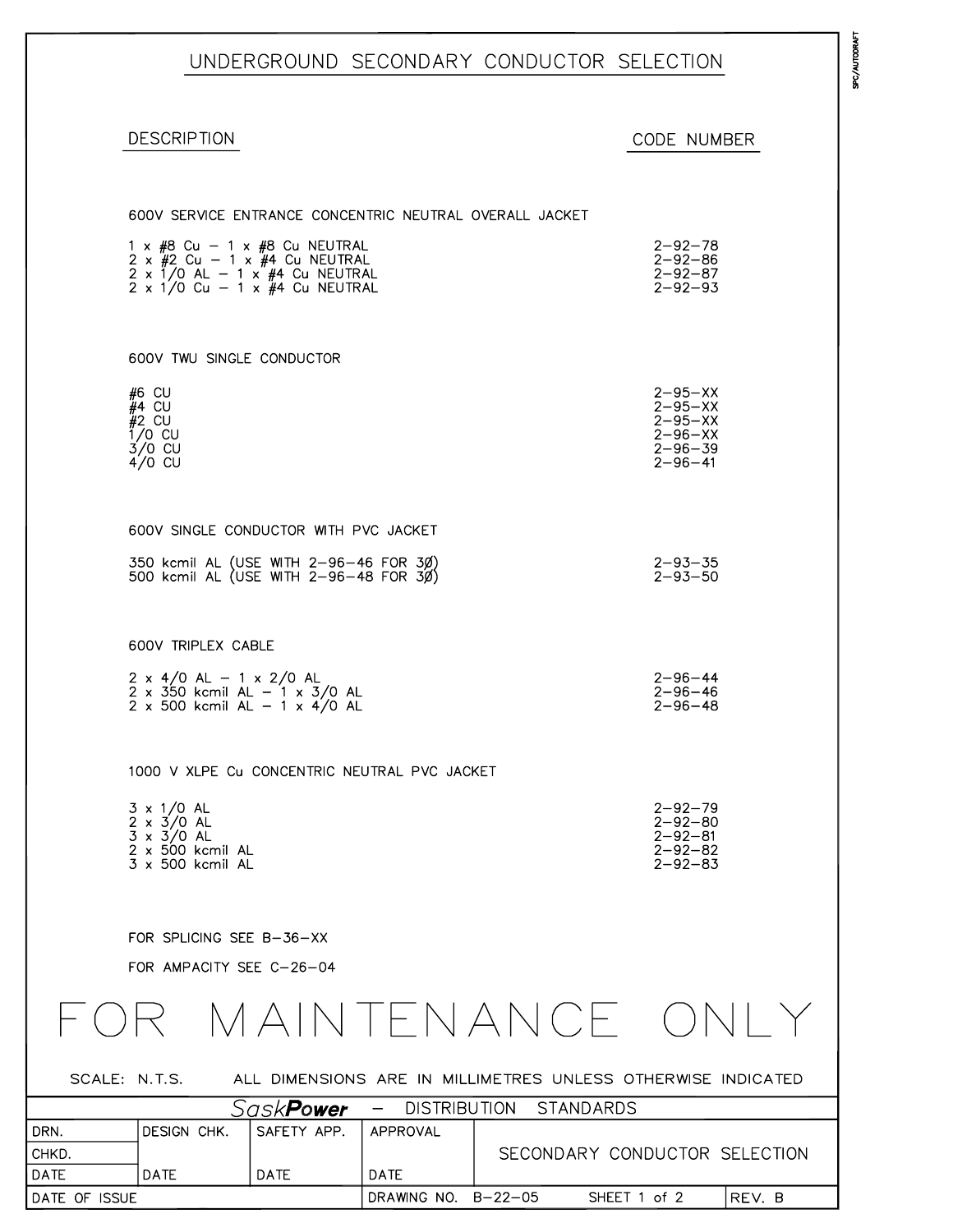# UNDERGROUND SECONDARY CONDUCTOR SELECTION

| DESCRIPTION | CODE NUMBER |
|---|---|
| **600V SERVICE ENTRANCE CONCENTRIC NEUTRAL OVERALL JACKET** | |
| 1 x #8 Cu – 1 x #8 Cu NEUTRAL | 2-92-78 |
| 2 x #2 Cu – 1 x #4 Cu NEUTRAL | 2-92-86 |
| 2 x 1/0 AL – 1 x #4 Cu NEUTRAL | 2-92-87 |
| 2 x 1/0 Cu – 1 x #4 Cu NEUTRAL | 2-92-93 |
| **600V TWU SINGLE CONDUCTOR** | |
| #6 CU | 2-95-XX |
| #4 CU | 2-95-XX |
| #2 CU | 2-95-XX |
| 1/0 CU | 2-96-XX |
| 3/0 CU | 2-96-39 |
| 4/0 CU | 2-96-41 |
| **600V SINGLE CONDUCTOR WITH PVC JACKET** | |
| 350 kcmil AL (USE WITH 2-96-46 FOR 3Ø) | 2-93-35 |
| 500 kcmil AL (USE WITH 2-96-48 FOR 3Ø) | 2-93-50 |
| **600V TRIPLEX CABLE** | |
| 2 x 4/0 AL – 1 x 2/0 AL | 2-96-44 |
| 2 x 350 kcmil AL – 1 x 3/0 AL | 2-96-46 |
| 2 x 500 kcmil AL – 1 x 4/0 AL | 2-96-48 |
| **1000 V XLPE Cu CONCENTRIC NEUTRAL PVC JACKET** | |
| 3 x 1/0 AL | 2-92-79 |
| 2 x 3/0 AL | 2-92-80 |
| 3 x 3/0 AL | 2-92-81 |
| 2 x 500 kcmil AL | 2-92-82 |
| 3 x 500 kcmil AL | 2-92-83 |

FOR SPLICING SEE B-36-XX

FOR AMPACITY SEE C-26-04

# FOR MAINTENANCE ONLY

SCALE: N.T.S. ALL DIMENSIONS ARE IN MILLIMETRES UNLESS OTHERWISE INDICATED

| SaskPower – DISTRIBUTION STANDARDS | | | | | | |
|---|---|---|---|---|---|---|
| DRN. | DESIGN CHK. | SAFETY APP. | APPROVAL | SECONDARY CONDUCTOR SELECTION | | |
| CHKD. | | | | | | |
| DATE | DATE | DATE | DATE | | | |
| DATE OF ISSUE | | | DRAWING NO. B-22-05 | | SHEET 1 of 2 | REV. B |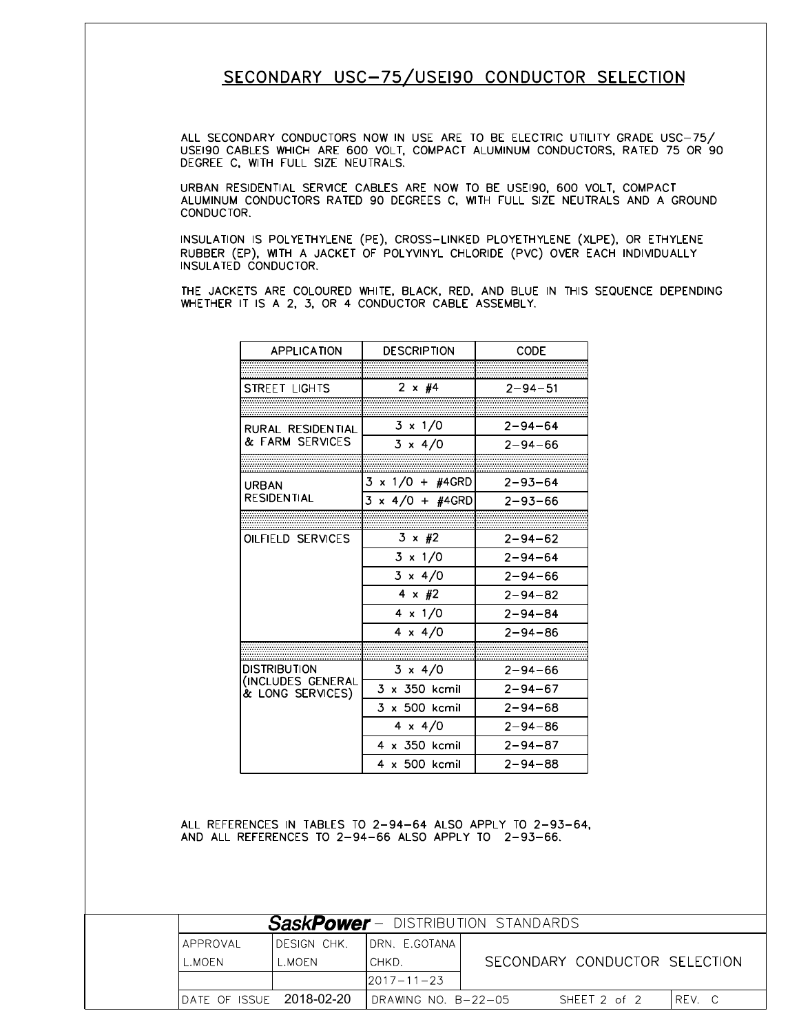# SECONDARY USC-75/USEI90 CONDUCTOR SELECTION

ALL SECONDARY CONDUCTORS NOW IN USE ARE TO BE ELECTRIC UTILITY GRADE USC-75/ USEI90 CABLES WHICH ARE 600 VOLT, COMPACT ALUMINUM CONDUCTORS, RATED 75 OR 90 DEGREE C, WITH FULL SIZE NEUTRALS.

URBAN RESIDENTIAL SERVICE CABLES ARE NOW TO BE USEI90, 600 VOLT, COMPACT ALUMINUM CONDUCTORS RATED 90 DEGREES C, WITH FULL SIZE NEUTRALS AND A GROUND CONDUCTOR.

INSULATION IS POLYETHYLENE (PE), CROSS-LINKED PLOYETHYLENE (XLPE), OR ETHYLENE RUBBER (EP), WITH A JACKET OF POLYVINYL CHLORIDE (PVC) OVER EACH INDIVIDUALLY INSULATED CONDUCTOR.

THE JACKETS ARE COLOURED WHITE, BLACK, RED, AND BLUE IN THIS SEQUENCE DEPENDING WHETHER IT IS A 2, 3, OR 4 CONDUCTOR CABLE ASSEMBLY.

| APPLICATION | DESCRIPTION | CODE |
|---|---|---|
| STREET LIGHTS | 2 x #4 | 2-94-51 |
| RURAL RESIDENTIAL & FARM SERVICES | 3 x 1/0 | 2-94-64 |
| | 3 x 4/0 | 2-94-66 |
| URBAN RESIDENTIAL | 3 x 1/0 + #4GRD | 2-93-64 |
| | 3 x 4/0 + #4GRD | 2-93-66 |
| OILFIELD SERVICES | 3 x #2 | 2-94-62 |
| | 3 x 1/0 | 2-94-64 |
| | 3 x 4/0 | 2-94-66 |
| | 4 x #2 | 2-94-82 |
| | 4 x 1/0 | 2-94-84 |
| | 4 x 4/0 | 2-94-86 |
| DISTRIBUTION (INCLUDES GENERAL & LONG SERVICES) | 3 x 4/0 | 2-94-66 |
| | 3 x 350 kcmil | 2-94-67 |
| | 3 x 500 kcmil | 2-94-68 |
| | 4 x 4/0 | 2-94-86 |
| | 4 x 350 kcmil | 2-94-87 |
| | 4 x 500 kcmil | 2-94-88 |

ALL REFERENCES IN TABLES TO 2-94-64 ALSO APPLY TO 2-93-64, AND ALL REFERENCES TO 2-94-66 ALSO APPLY TO 2-93-66.

| **SaskPower** - DISTRIBUTION STANDARDS | | | |
|---|---|---|---|
| APPROVAL | DESIGN CHK. | DRN. E.GOTANA | SECONDARY CONDUCTOR SELECTION |
| L.MOEN | L.MOEN | CHKD. | |
| | | 2017-11-23 | |
| DATE OF ISSUE 2018-02-20 | | DRAWING NO. B-22-05 SHEET 2 of 2 | REV. C |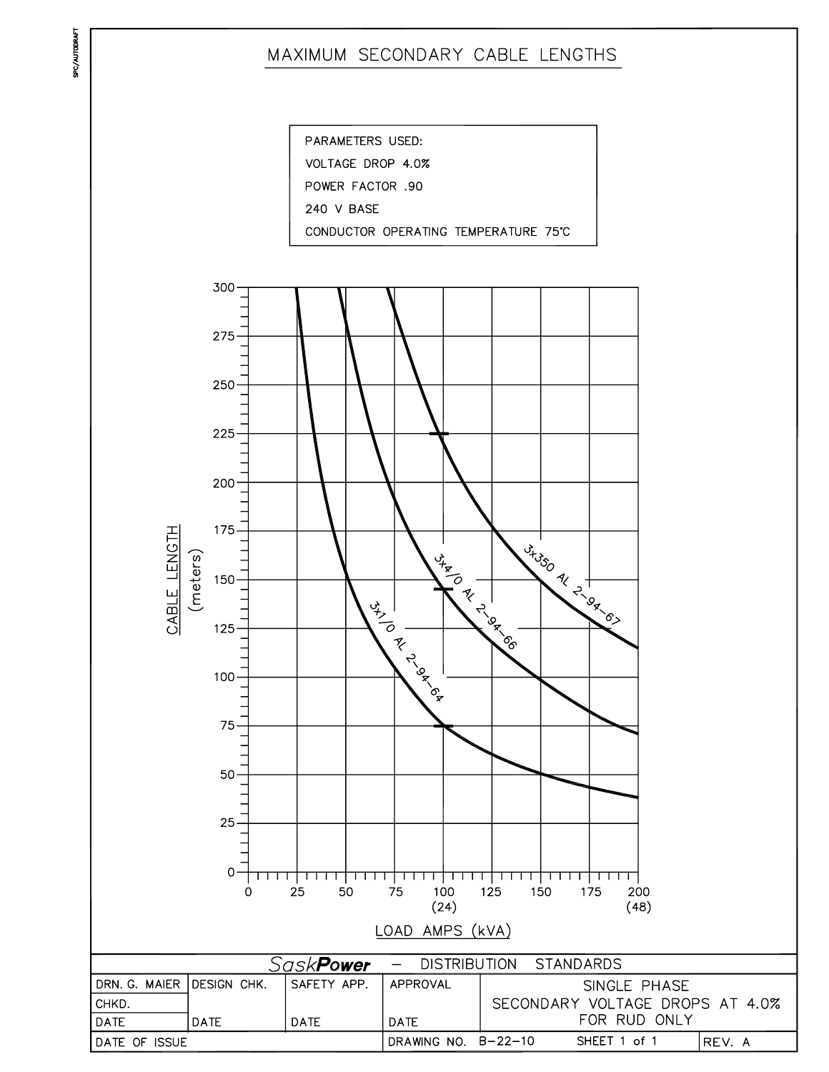# MAXIMUM SECONDARY CABLE LENGTHS

PARAMETERS USED:

VOLTAGE DROP 4.0%

POWER FACTOR .90

240 V BASE

CONDUCTOR OPERATING TEMPERATURE 75°C

CABLE LENGTH (meters)

0, 25, 50, 75, 100, 125, 150, 175, 200, 225, 250, 275, 300

LOAD AMPS (kVA)

0, 25, 50, 75, 100 (24), 125, 150, 175, 200 (48)

3x1/0 AL 2-94-64

3x4/0 AL 2-94-66

3x350 AL 2-94-67

| Sask**Power** – DISTRIBUTION STANDARDS | | | | | |
|---|---|---|---|---|---|
| DRN. G. MAIER | DESIGN CHK. | SAFETY APP. | APPROVAL | SINGLE PHASE SECONDARY VOLTAGE DROPS AT 4.0% FOR RUD ONLY | |
| CHKD. | | | | | |
| DATE | DATE | DATE | DATE | | |
| DATE OF ISSUE | | | DRAWING NO. B-22-10 | SHEET 1 of 1 | REV. A |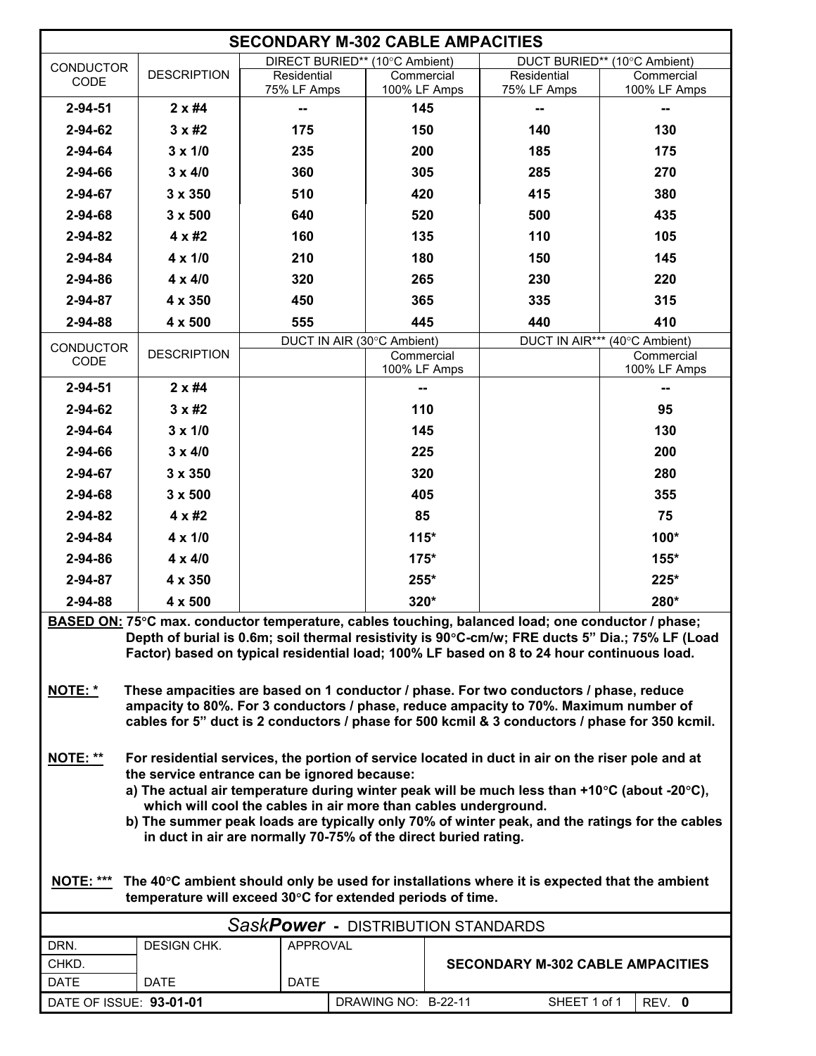# SECONDARY M-302 CABLE AMPACITIES

| CONDUCTOR CODE | DESCRIPTION | DIRECT BURIED** (10°C Ambient) | | DUCT BURIED** (10°C Ambient) | |
|---|---|---|---|---|---|
| | | Residential 75% LF Amps | Commercial 100% LF Amps | Residential 75% LF Amps | Commercial 100% LF Amps |
| **2-94-51** | **2 x #4** | **--** | **145** | **--** | **--** |
| **2-94-62** | **3 x #2** | **175** | **150** | **140** | **130** |
| **2-94-64** | **3 x 1/0** | **235** | **200** | **185** | **175** |
| **2-94-66** | **3 x 4/0** | **360** | **305** | **285** | **270** |
| **2-94-67** | **3 x 350** | **510** | **420** | **415** | **380** |
| **2-94-68** | **3 x 500** | **640** | **520** | **500** | **435** |
| **2-94-82** | **4 x #2** | **160** | **135** | **110** | **105** |
| **2-94-84** | **4 x 1/0** | **210** | **180** | **150** | **145** |
| **2-94-86** | **4 x 4/0** | **320** | **265** | **230** | **220** |
| **2-94-87** | **4 x 350** | **450** | **365** | **335** | **315** |
| **2-94-88** | **4 x 500** | **555** | **445** | **440** | **410** |
| CONDUCTOR CODE | DESCRIPTION | DUCT IN AIR (30°C Ambient) | | DUCT IN AIR*** (40°C Ambient) | |
| | | | Commercial 100% LF Amps | | Commercial 100% LF Amps |
| **2-94-51** | **2 x #4** | | **--** | | **--** |
| **2-94-62** | **3 x #2** | | **110** | | **95** |
| **2-94-64** | **3 x 1/0** | | **145** | | **130** |
| **2-94-66** | **3 x 4/0** | | **225** | | **200** |
| **2-94-67** | **3 x 350** | | **320** | | **280** |
| **2-94-68** | **3 x 500** | | **405** | | **355** |
| **2-94-82** | **4 x #2** | | **85** | | **75** |
| **2-94-84** | **4 x 1/0** | | **115*** | | **100*** |
| **2-94-86** | **4 x 4/0** | | **175*** | | **155*** |
| **2-94-87** | **4 x 350** | | **255*** | | **225*** |
| **2-94-88** | **4 x 500** | | **320*** | | **280*** |

**BASED ON:** **75°C max. conductor temperature, cables touching, balanced load; one conductor / phase; Depth of burial is 0.6m; soil thermal resistivity is 90°C-cm/w; FRE ducts 5" Dia.; 75% LF (Load Factor) based on typical residential load; 100% LF based on 8 to 24 hour continuous load.**

**NOTE: *** **These ampacities are based on 1 conductor / phase. For two conductors / phase, reduce ampacity to 80%. For 3 conductors / phase, reduce ampacity to 70%. Maximum number of cables for 5" duct is 2 conductors / phase for 500 kcmil & 3 conductors / phase for 350 kcmil.**

**NOTE: **** **For residential services, the portion of service located in duct in air on the riser pole and at the service entrance can be ignored because:**

**a) The actual air temperature during winter peak will be much less than +10°C (about -20°C), which will cool the cables in air more than cables underground.**

**b) The summer peak loads are typically only 70% of winter peak, and the ratings for the cables in duct in air are normally 70-75% of the direct buried rating.**

**NOTE: ***** **The 40°C ambient should only be used for installations where it is expected that the ambient temperature will exceed 30°C for extended periods of time.**

*Sask***Power** - DISTRIBUTION STANDARDS

| DRN. | DESIGN CHK. | APPROVAL | SECONDARY M-302 CABLE AMPACITIES |
|---|---|---|---|
| CHKD. | | | |
| DATE | DATE | DATE | |

DATE OF ISSUE: **93-01-01** | DRAWING NO: B-22-11 | SHEET 1 of 1 | REV. **0**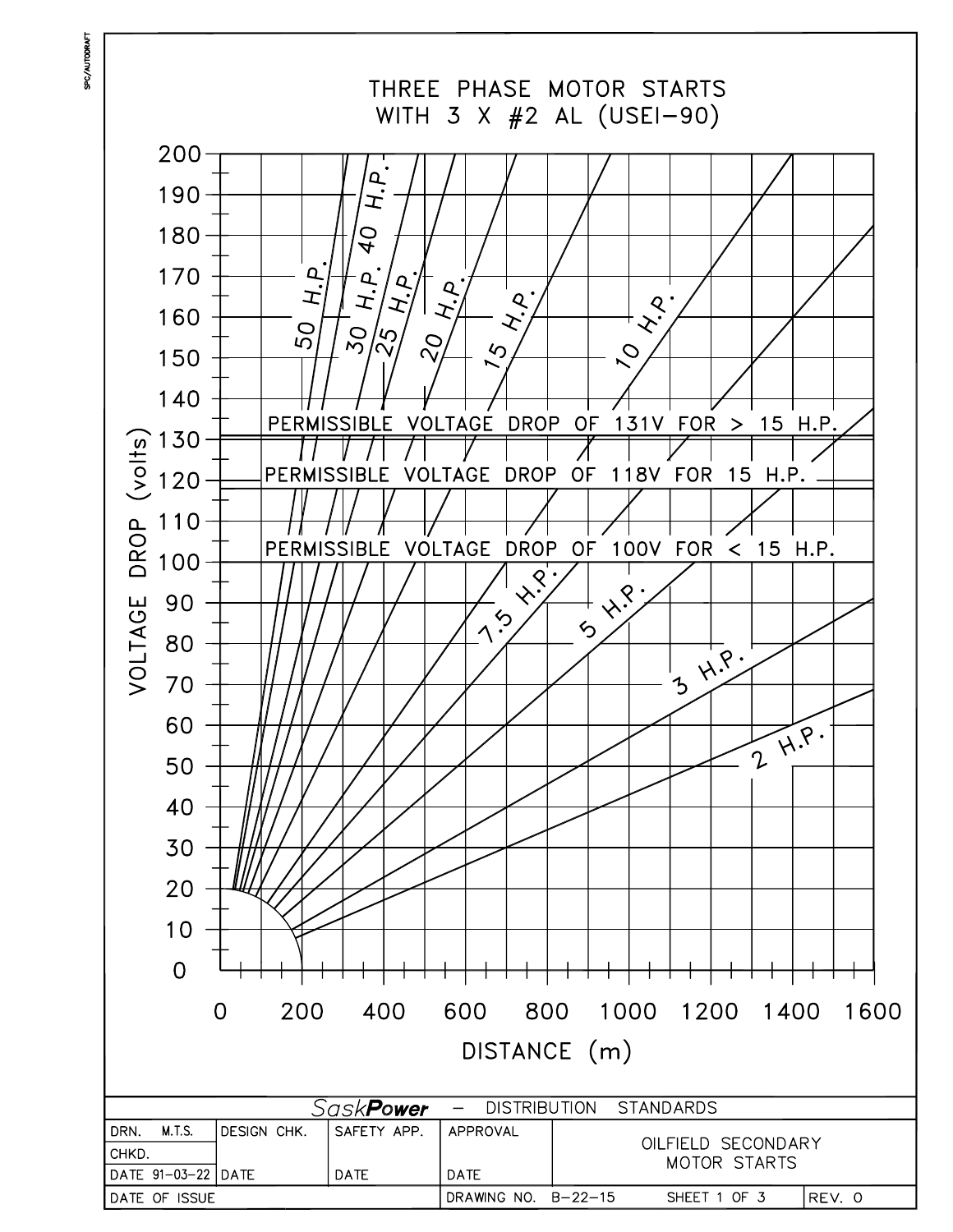# THREE PHASE MOTOR STARTS WITH 3 X #2 AL (USEI-90)

VOLTAGE DROP (volts)

200
190
180
170
160
150
140
130
120
110
100
90
80
70
60
50
40
30
20
10
0

50 H.P.
40 H.P.
30 H.P.
25 H.P.
20 H.P.
15 H.P.
10 H.P.
7.5 H.P.
5 H.P.
3 H.P.
2 H.P.

PERMISSIBLE VOLTAGE DROP OF 131V FOR > 15 H.P.

PERMISSIBLE VOLTAGE DROP OF 118V FOR 15 H.P.

PERMISSIBLE VOLTAGE DROP OF 100V FOR < 15 H.P.

0 200 400 600 800 1000 1200 1400 1600

DISTANCE (m)

SPC/AUTODRAFT

| *SaskPower* – DISTRIBUTION STANDARDS | | | | | |
|---|---|---|---|---|---|
| DRN. M.T.S. | DESIGN CHK. | SAFETY APP. | APPROVAL | OILFIELD SECONDARY MOTOR STARTS | |
| CHKD. | | | | | |
| DATE 91-03-22 | DATE | DATE | DATE | | |
| DATE OF ISSUE | | | DRAWING NO. B-22-15 | SHEET 1 OF 3 | REV. 0 |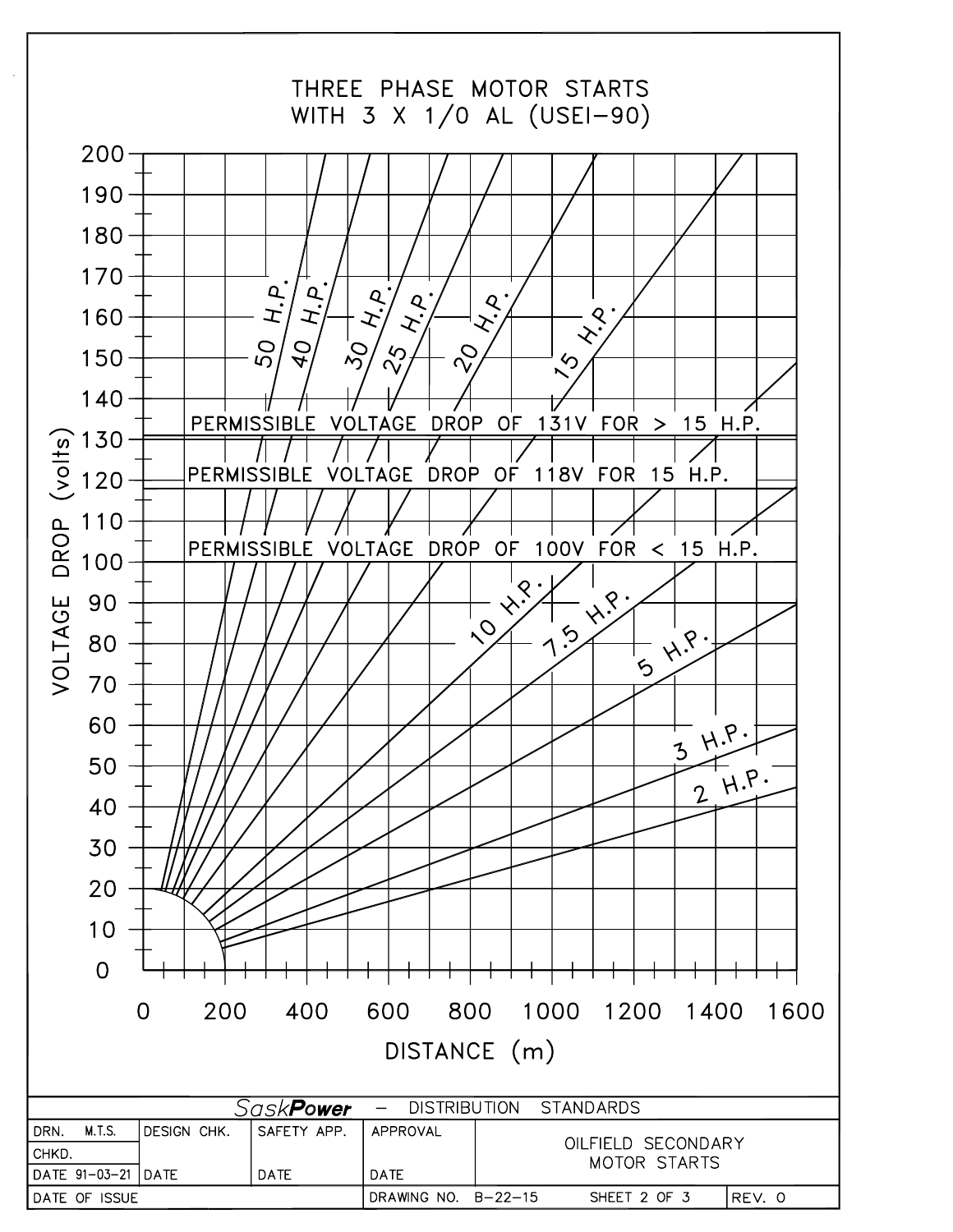# THREE PHASE MOTOR STARTS WITH 3 X 1/0 AL (USEI-90)

VOLTAGE DROP (volts): 0, 10, 20, 30, 40, 50, 60, 70, 80, 90, 100, 110, 120, 130, 140, 150, 160, 170, 180, 190, 200

DISTANCE (m): 0, 200, 400, 600, 800, 1000, 1200, 1400, 1600

50 H.P.
40 H.P.
30 H.P.
25 H.P.
20 H.P.
15 H.P.
10 H.P.
7.5 H.P.
5 H.P.
3 H.P.
2 H.P.

PERMISSIBLE VOLTAGE DROP OF 131V FOR > 15 H.P.

PERMISSIBLE VOLTAGE DROP OF 118V FOR 15 H.P.

PERMISSIBLE VOLTAGE DROP OF 100V FOR < 15 H.P.

| *SaskPower* – DISTRIBUTION STANDARDS | | | | | |
|---|---|---|---|---|---|
| DRN. M.T.S. | DESIGN CHK. | SAFETY APP. | APPROVAL | OILFIELD SECONDARY MOTOR STARTS | |
| CHKD. | | | | | |
| DATE 91-03-21 | DATE | DATE | DATE | | |
| DATE OF ISSUE | | | DRAWING NO. B-22-15 | SHEET 2 OF 3 | REV. 0 |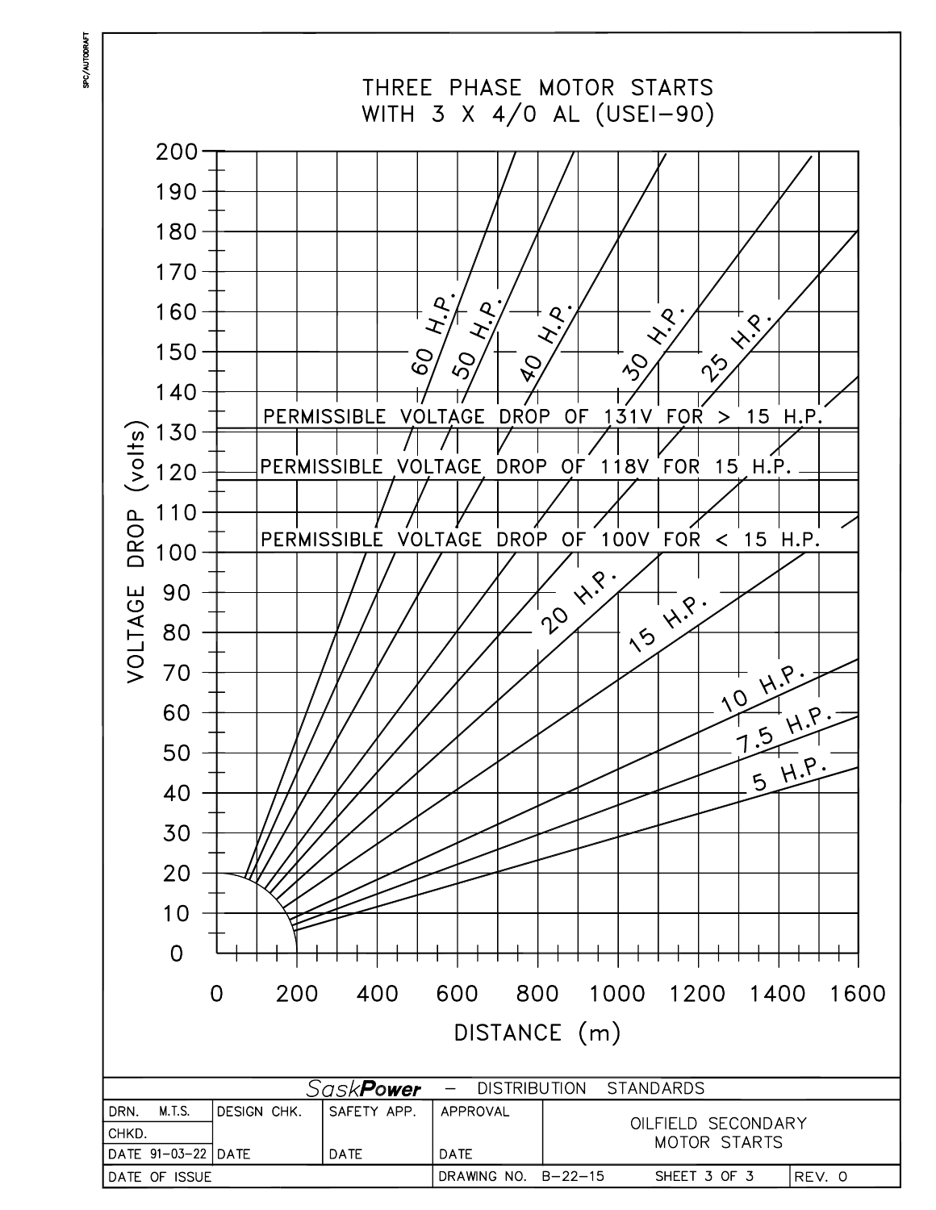# THREE PHASE MOTOR STARTS WITH 3 X 4/0 AL (USEI-90)

VOLTAGE DROP (volts)

200
190
180
170
160
150
140
130
120
110
100
90
80
70
60
50
40
30
20
10
0

PERMISSIBLE VOLTAGE DROP OF 131V FOR > 15 H.P.

PERMISSIBLE VOLTAGE DROP OF 118V FOR 15 H.P.

PERMISSIBLE VOLTAGE DROP OF 100V FOR < 15 H.P.

60 H.P.
50 H.P.
40 H.P.
30 H.P.
25 H.P.
20 H.P.
15 H.P.
10 H.P.
7.5 H.P.
5 H.P.

0 200 400 600 800 1000 1200 1400 1600

DISTANCE (m)

| SaskPower – DISTRIBUTION STANDARDS | | | | | | |
|---|---|---|---|---|---|---|
| DRN. M.T.S. | DESIGN CHK. | SAFETY APP. | APPROVAL | OILFIELD SECONDARY MOTOR STARTS | | |
| CHKD. | | | | | | |
| DATE 91-03-22 | DATE | DATE | DATE | | | |
| DATE OF ISSUE | | | DRAWING NO. B-22-15 | | SHEET 3 OF 3 | REV. 0 |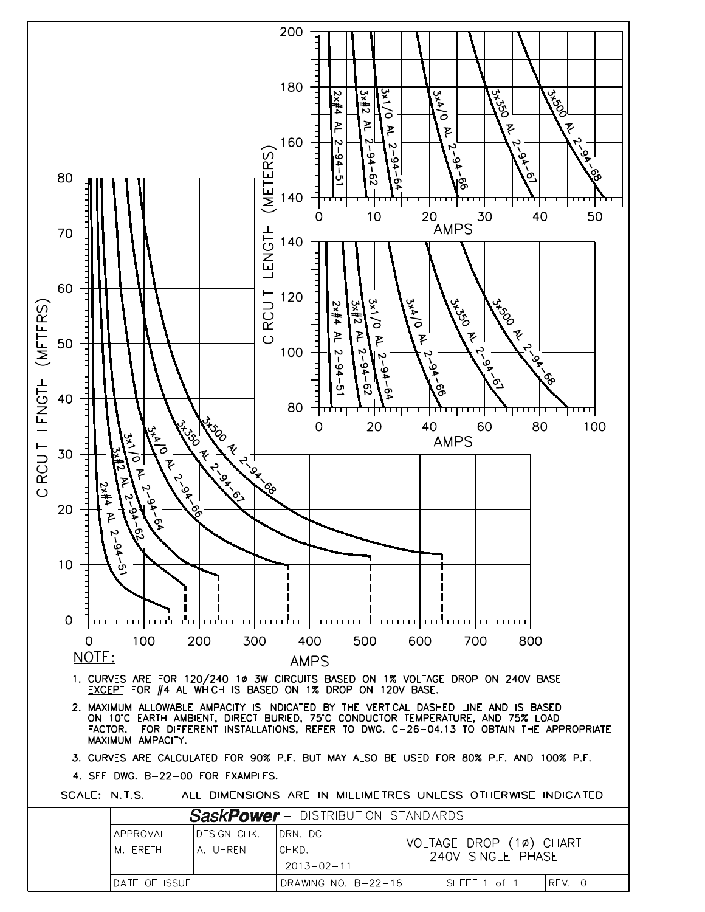NOTE:

1. CURVES ARE FOR 120/240 1Ø 3W CIRCUITS BASED ON 1% VOLTAGE DROP ON 240V BASE <u>EXCEPT</u> FOR #4 AL WHICH IS BASED ON 1% DROP ON 120V BASE.
2. MAXIMUM ALLOWABLE AMPACITY IS INDICATED BY THE VERTICAL DASHED LINE AND IS BASED ON 10°C EARTH AMBIENT, DIRECT BURIED, 75°C CONDUCTOR TEMPERATURE, AND 75% LOAD FACTOR. FOR DIFFERENT INSTALLATIONS, REFER TO DWG. C-26-04.13 TO OBTAIN THE APPROPRIATE MAXIMUM AMPACITY.
3. CURVES ARE CALCULATED FOR 90% P.F. BUT MAY ALSO BE USED FOR 80% P.F. AND 100% P.F.
4. SEE DWG. B-22-00 FOR EXAMPLES.

SCALE: N.T.S. ALL DIMENSIONS ARE IN MILLIMETRES UNLESS OTHERWISE INDICATED

| **SaskPower** - DISTRIBUTION STANDARDS | | | |
|---|---|---|---|
| APPROVAL | DESIGN CHK. | DRN. DC | VOLTAGE DROP (1Ø) CHART 240V SINGLE PHASE |
| M. ERETH | A. UHREN | CHKD. | |
| | | 2013-02-11 | |
| DATE OF ISSUE | | DRAWING NO. B-22-16 | SHEET 1 of 1 — REV. 0 |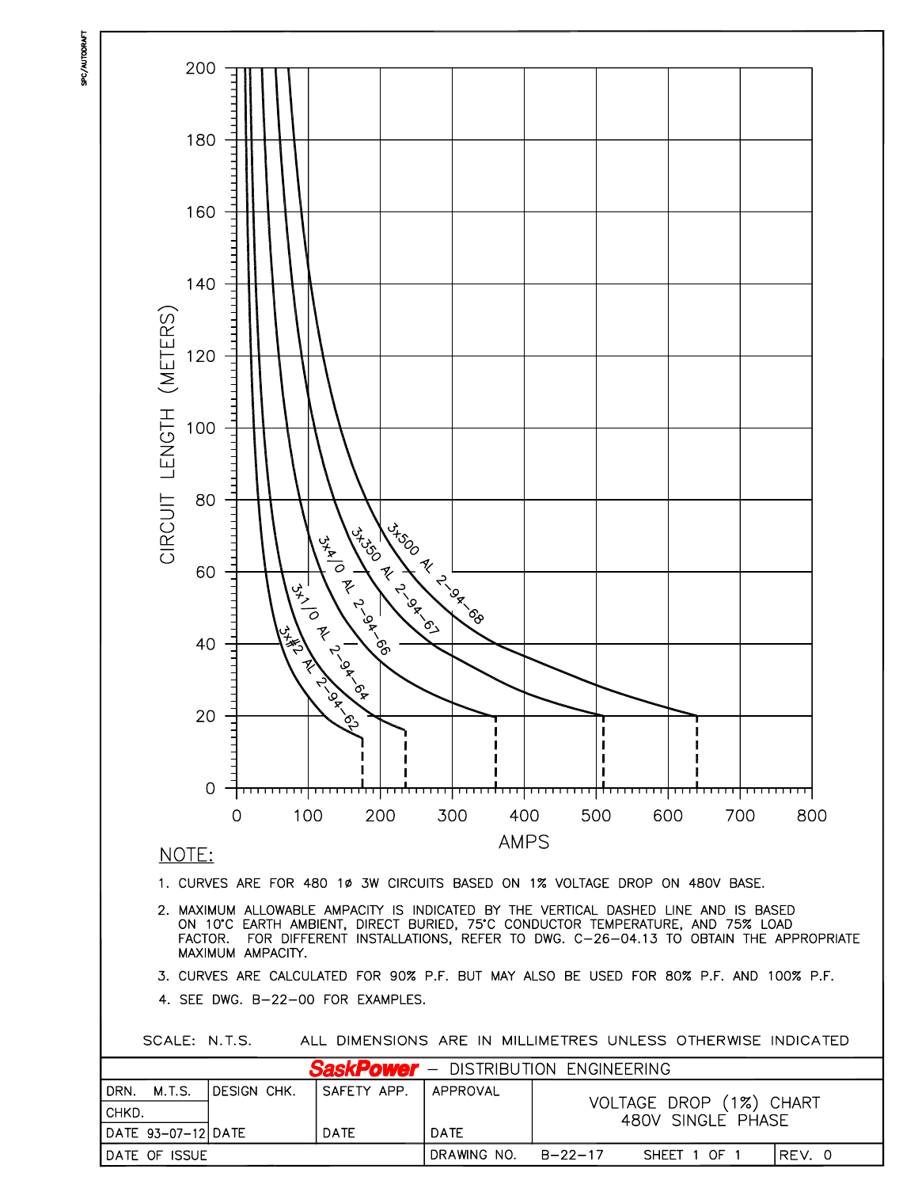CIRCUIT LENGTH (METERS)

200
180
160
140
120
100
80
60
40
20
0

0 100 200 300 400 500 600 700 800

AMPS

3x#2 AL 2-94-62

3x1/0 AL 2-94-64

3x4/0 AL 2-94-66

3x350 AL 2-94-67

3x500 AL 2-94-68

## NOTE:

1. CURVES ARE FOR 480 1ø 3W CIRCUITS BASED ON 1% VOLTAGE DROP ON 480V BASE.
2. MAXIMUM ALLOWABLE AMPACITY IS INDICATED BY THE VERTICAL DASHED LINE AND IS BASED ON 10°C EARTH AMBIENT, DIRECT BURIED, 75°C CONDUCTOR TEMPERATURE, AND 75% LOAD FACTOR. FOR DIFFERENT INSTALLATIONS, REFER TO DWG. C-26-04.13 TO OBTAIN THE APPROPRIATE MAXIMUM AMPACITY.
3. CURVES ARE CALCULATED FOR 90% P.F. BUT MAY ALSO BE USED FOR 80% P.F. AND 100% P.F.
4. SEE DWG. B-22-00 FOR EXAMPLES.

SCALE: N.T.S. ALL DIMENSIONS ARE IN MILLIMETRES UNLESS OTHERWISE INDICATED

| SaskPower – DISTRIBUTION ENGINEERING | | | | |
| --- | --- | --- | --- | --- |
| DRN. M.T.S. | DESIGN CHK. | SAFETY APP. | APPROVAL | VOLTAGE DROP (1%) CHART 480V SINGLE PHASE |
| CHKD. | | | | |
| DATE 93-07-12 | DATE | DATE | DATE | |
| DATE OF ISSUE | | DRAWING NO. B-22-17 | SHEET 1 OF 1 | REV. 0 |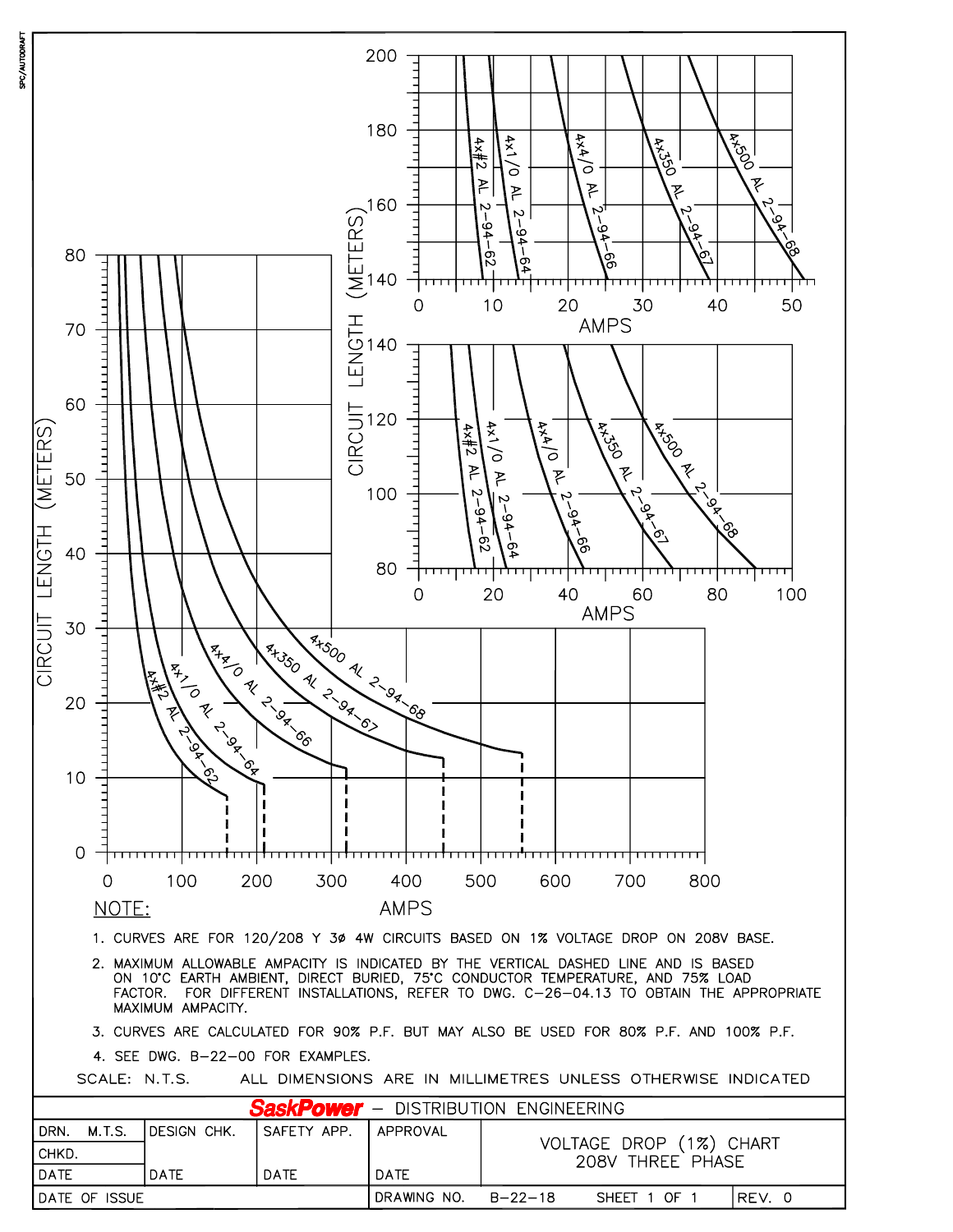NOTE:

1. CURVES ARE FOR 120/208 Y 3Ø 4W CIRCUITS BASED ON 1% VOLTAGE DROP ON 208V BASE.
2. MAXIMUM ALLOWABLE AMPACITY IS INDICATED BY THE VERTICAL DASHED LINE AND IS BASED ON 10°C EARTH AMBIENT, DIRECT BURIED, 75°C CONDUCTOR TEMPERATURE, AND 75% LOAD FACTOR. FOR DIFFERENT INSTALLATIONS, REFER TO DWG. C-26-04.13 TO OBTAIN THE APPROPRIATE MAXIMUM AMPACITY.
3. CURVES ARE CALCULATED FOR 90% P.F. BUT MAY ALSO BE USED FOR 80% P.F. AND 100% P.F.
4. SEE DWG. B-22-00 FOR EXAMPLES.

SCALE: N.T.S. ALL DIMENSIONS ARE IN MILLIMETRES UNLESS OTHERWISE INDICATED

| SaskPower – DISTRIBUTION ENGINEERING | | | | |
|---|---|---|---|---|
| DRN. M.T.S. | DESIGN CHK. | SAFETY APP. | APPROVAL | VOLTAGE DROP (1%) CHART 208V THREE PHASE |
| CHKD. | | | | |
| DATE | DATE | DATE | DATE | |
| DATE OF ISSUE | | | DRAWING NO. B-22-18 | SHEET 1 OF 1 — REV. 0 |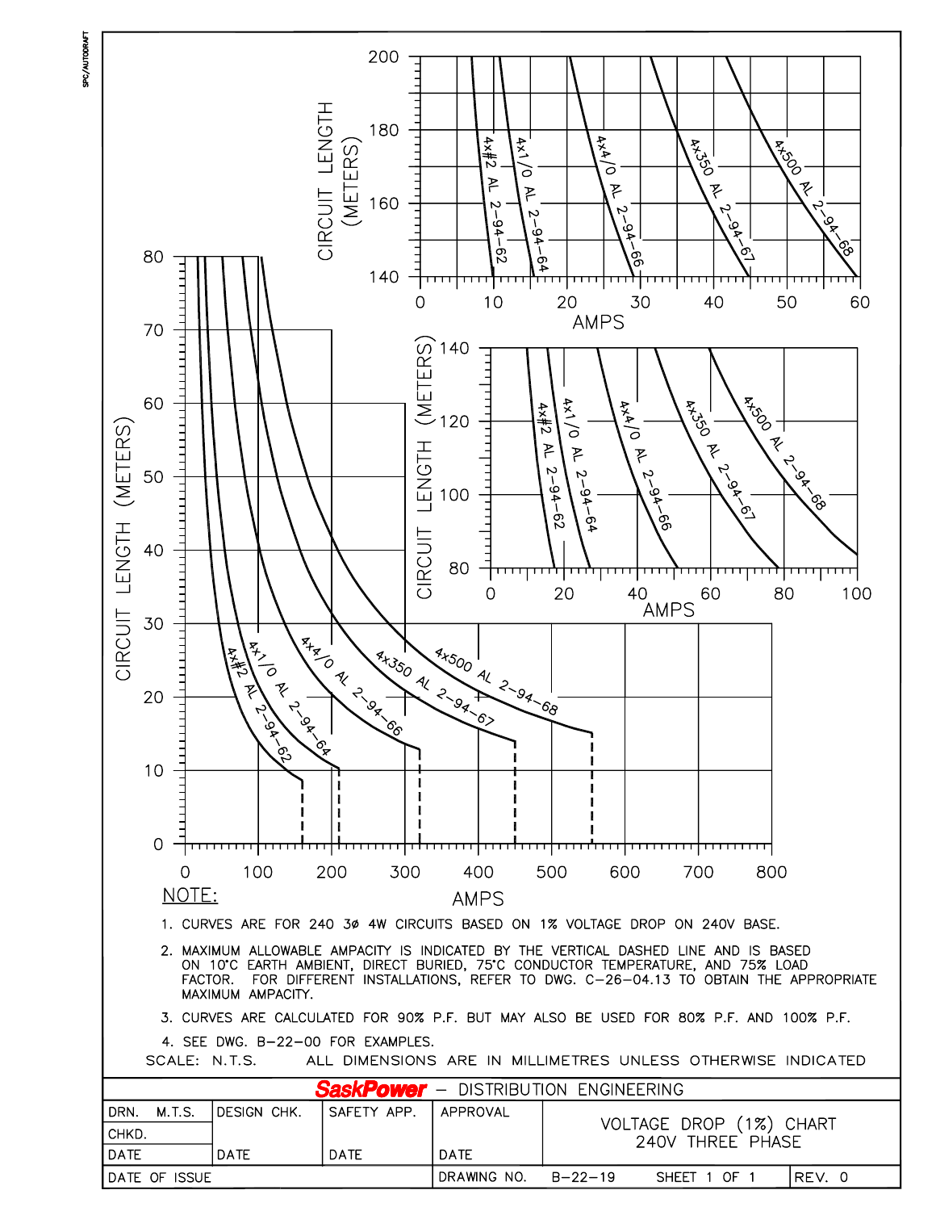**NOTE:**

1. CURVES ARE FOR 240 3ø 4W CIRCUITS BASED ON 1% VOLTAGE DROP ON 240V BASE.
2. MAXIMUM ALLOWABLE AMPACITY IS INDICATED BY THE VERTICAL DASHED LINE AND IS BASED ON 10°C EARTH AMBIENT, DIRECT BURIED, 75°C CONDUCTOR TEMPERATURE, AND 75% LOAD FACTOR. FOR DIFFERENT INSTALLATIONS, REFER TO DWG. C-26-04.13 TO OBTAIN THE APPROPRIATE MAXIMUM AMPACITY.
3. CURVES ARE CALCULATED FOR 90% P.F. BUT MAY ALSO BE USED FOR 80% P.F. AND 100% P.F.
4. SEE DWG. B-22-00 FOR EXAMPLES.

SCALE: N.T.S. ALL DIMENSIONS ARE IN MILLIMETRES UNLESS OTHERWISE INDICATED

| SaskPower – DISTRIBUTION ENGINEERING | | | | |
|---|---|---|---|---|
| DRN. M.T.S. | DESIGN CHK. | SAFETY APP. | APPROVAL | VOLTAGE DROP (1%) CHART 240V THREE PHASE |
| CHKD. | | | | |
| DATE | DATE | DATE | DATE | |
| DATE OF ISSUE | | | DRAWING NO. B-22-19 | SHEET 1 OF 1 — REV. 0 |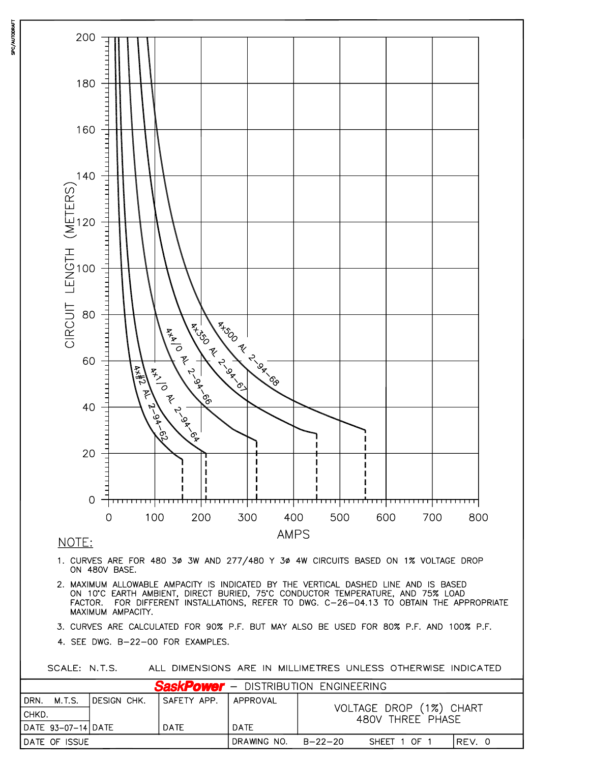NOTE:

1. CURVES ARE FOR 480 3ø 3W AND 277/480 Y 3ø 4W CIRCUITS BASED ON 1% VOLTAGE DROP ON 480V BASE.
2. MAXIMUM ALLOWABLE AMPACITY IS INDICATED BY THE VERTICAL DASHED LINE AND IS BASED ON 10°C EARTH AMBIENT, DIRECT BURIED, 75°C CONDUCTOR TEMPERATURE, AND 75% LOAD FACTOR. FOR DIFFERENT INSTALLATIONS, REFER TO DWG. C-26-04.13 TO OBTAIN THE APPROPRIATE MAXIMUM AMPACITY.
3. CURVES ARE CALCULATED FOR 90% P.F. BUT MAY ALSO BE USED FOR 80% P.F. AND 100% P.F.
4. SEE DWG. B-22-00 FOR EXAMPLES.

SCALE: N.T.S. ALL DIMENSIONS ARE IN MILLIMETRES UNLESS OTHERWISE INDICATED

| SaskPower – DISTRIBUTION ENGINEERING | | | | |
|---|---|---|---|---|
| DRN. M.T.S. | DESIGN CHK. | SAFETY APP. | APPROVAL | VOLTAGE DROP (1%) CHART 480V THREE PHASE |
| CHKD. | | | | |
| DATE 93-07-14 | DATE | DATE | DATE | |
| DATE OF ISSUE | | | DRAWING NO. B-22-20 | SHEET 1 OF 1 — REV. 0 |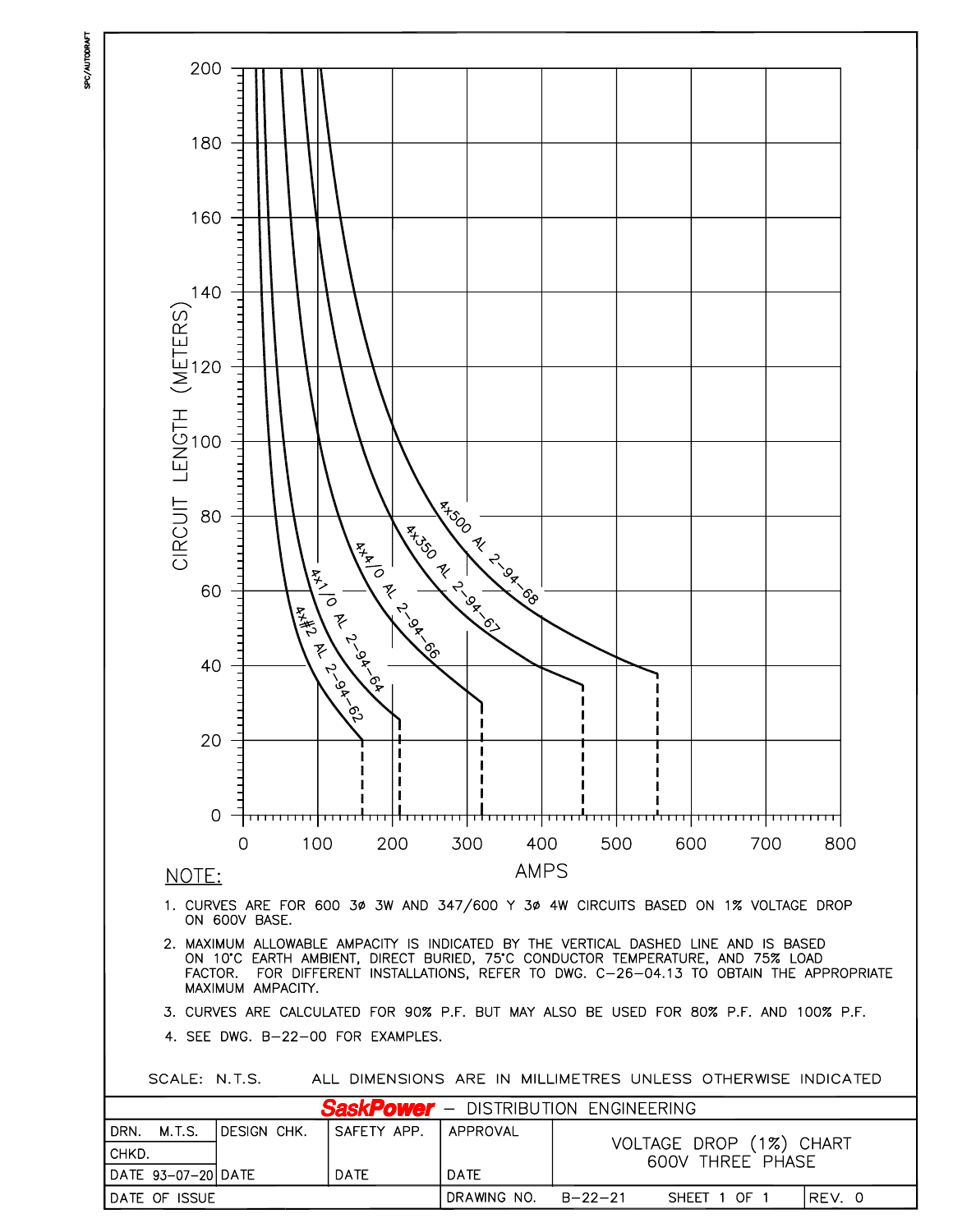SPC/AUTODRAFT

CIRCUIT LENGTH (METERS)

200
180
160
140
120
100
80
60
40
20
0

0 100 200 300 400 500 600 700 800

AMPS

4x#2 AL 2-94-62

4x1/0 AL 2-94-64

4x4/0 AL 2-94-66

4x350 AL 2-94-67

4x500 AL 2-94-68

NOTE:

1. CURVES ARE FOR 600 3ø 3W AND 347/600 Y 3ø 4W CIRCUITS BASED ON 1% VOLTAGE DROP ON 600V BASE.
2. MAXIMUM ALLOWABLE AMPACITY IS INDICATED BY THE VERTICAL DASHED LINE AND IS BASED ON 10°C EARTH AMBIENT, DIRECT BURIED, 75°C CONDUCTOR TEMPERATURE, AND 75% LOAD FACTOR. FOR DIFFERENT INSTALLATIONS, REFER TO DWG. C-26-04.13 TO OBTAIN THE APPROPRIATE MAXIMUM AMPACITY.
3. CURVES ARE CALCULATED FOR 90% P.F. BUT MAY ALSO BE USED FOR 80% P.F. AND 100% P.F.
4. SEE DWG. B-22-00 FOR EXAMPLES.

SCALE: N.T.S. ALL DIMENSIONS ARE IN MILLIMETRES UNLESS OTHERWISE INDICATED

| SaskPower – DISTRIBUTION ENGINEERING | | | | | | |
|---|---|---|---|---|---|---|
| DRN. M.T.S. | DESIGN CHK. | SAFETY APP. | APPROVAL | VOLTAGE DROP (1%) CHART 600V THREE PHASE | | |
| CHKD. | | | | | | |
| DATE 93-07-20 | DATE | DATE | DATE | | | |
| DATE OF ISSUE | | | DRAWING NO. | B-22-21 | SHEET 1 OF 1 | REV. 0 |